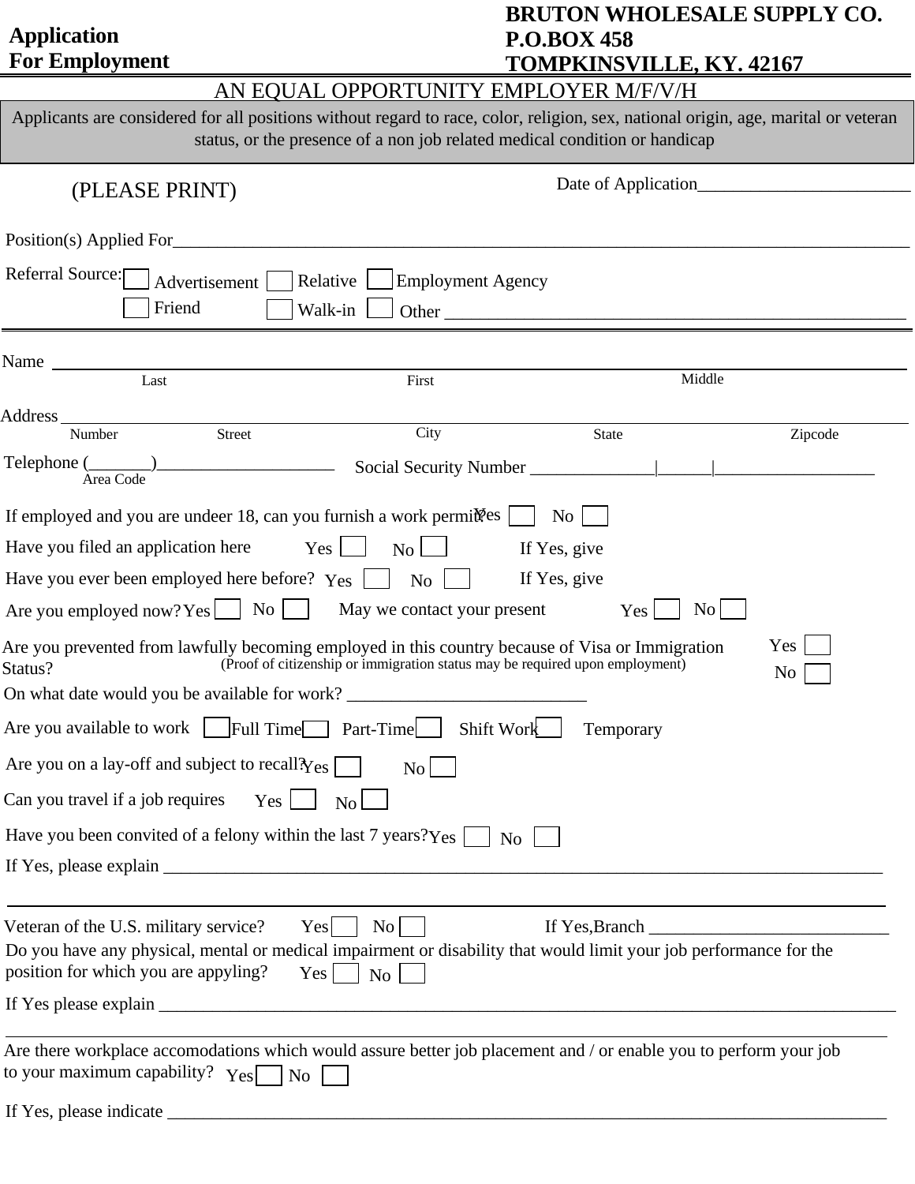**Application For Employment**

**BRUTON WHOLESALE SUPPLY CO.**
**P.O.BOX 458**
**TOMPKINSVILLE, KY. 42167**

AN EQUAL OPPORTUNITY EMPLOYER M/F/V/H

Applicants are considered for all positions without regard to race, color, religion, sex, national origin, age, marital or veteran status, or the presence of a non job related medical condition or handicap

(PLEASE PRINT)

Date of Application________________________

Position(s) Applied For________________________________________________________________

Referral Source: ☐ Advertisement ☐ Relative ☐ Employment Agency
☐ Friend ☐ Walk-in ☐ Other ____________________________________________________

Name ____________________________________________________________
Last First Middle

Address __________________________________________________________
Number Street City State Zipcode

Telephone (_______)____________________ Social Security Number ______________|______|__________________
Area Code

If employed and you are undeer 18, can you furnish a work permit? Yes ☐ No ☐

Have you filed an application here Yes ☐ No ☐ If Yes, give

Have you ever been employed here before? Yes ☐ No ☐ If Yes, give

Are you employed now? Yes ☐ No ☐ May we contact your present Yes ☐ No ☐

Are you prevented from lawfully becoming employed in this country because of Visa or Immigration Status? Yes ☐ No ☐
(Proof of citizenship or immigration status may be required upon employment)

On what date would you be available for work? __________________________

Are you available to work ☐ Full Time ☐ Part-Time ☐ Shift Work ☐ Temporary

Are you on a lay-off and subject to recall? Yes ☐ No ☐

Can you travel if a job requires Yes ☐ No ☐

Have you been convited of a felony within the last 7 years? Yes ☐ No ☐

If Yes, please explain ____________________________________________________________

__________________________________________________________________________

Veteran of the U.S. military service? Yes ☐ No ☐ If Yes,Branch __________________________

Do you have any physical, mental or medical impairment or disability that would limit your job performance for the position for which you are appyling? Yes ☐ No ☐

If Yes please explain ____________________________________________________________

__________________________________________________________________________

Are there workplace accomodations which would assure better job placement and / or enable you to perform your job to your maximum capability? Yes ☐ No ☐

If Yes, please indicate ____________________________________________________________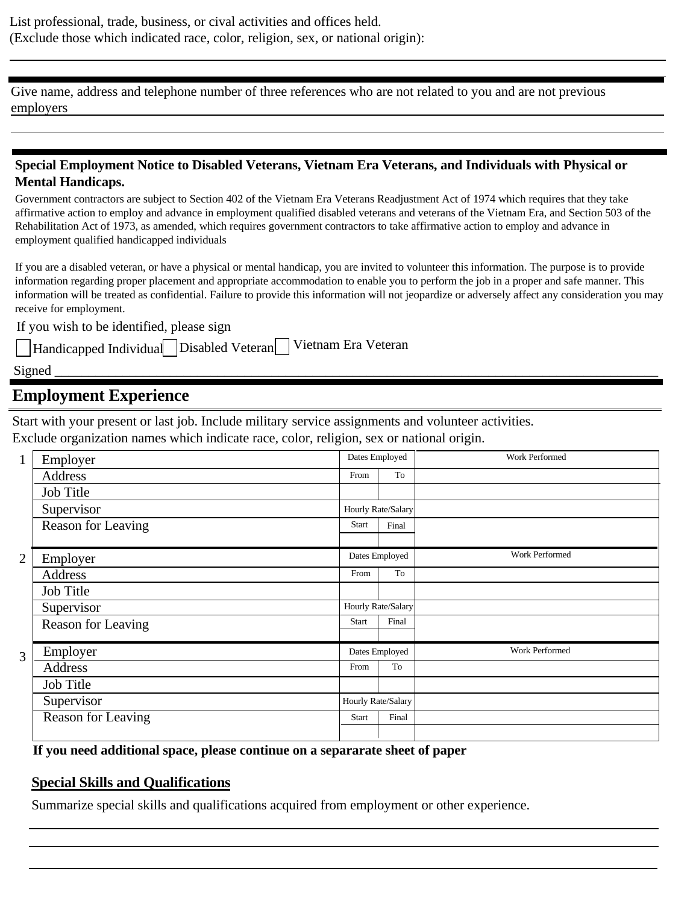List professional, trade, business, or cival activities and offices held.
(Exclude those which indicated race, color, religion, sex, or national origin):

---

Give name, address and telephone number of three references who are not related to you and are not previous employers

---

**Special Employment Notice to Disabled Veterans, Vietnam Era Veterans, and Individuals with Physical or Mental Handicaps.**

Government contractors are subject to Section 402 of the Vietnam Era Veterans Readjustment Act of 1974 which requires that they take affirmative action to employ and advance in employment qualified disabled veterans and veterans of the Vietnam Era, and Section 503 of the Rehabilitation Act of 1973, as amended, which requires government contractors to take affirmative action to employ and advance in employment qualified handicapped individuals

If you are a disabled veteran, or have a physical or mental handicap, you are invited to volunteer this information. The purpose is to provide information regarding proper placement and appropriate accommodation to enable you to perform the job in a proper and safe manner. This information will be treated as confidential. Failure to provide this information will not jeopardize or adversely affect any consideration you may receive for employment.

If you wish to be identified, please sign

☐ Handicapped Individual ☐ Disabled Veteran ☐ Vietnam Era Veteran

Signed ______________________________________________________________________________

## Employment Experience

Start with your present or last job. Include military service assignments and volunteer activities.
Exclude organization names which indicate race, color, religion, sex or national origin.

| # | | Dates Employed | | Work Performed |
|---|---|---|---|---|
| 1 | Employer | From | To | |
| | Address | | | |
| | Job Title | Hourly Rate/Salary | | |
| | Supervisor | Start | Final | |
| | Reason for Leaving | | | |
| 2 | Employer | From | To | |
| | Address | | | |
| | Job Title | Hourly Rate/Salary | | |
| | Supervisor | Start | Final | |
| | Reason for Leaving | | | |
| 3 | Employer | From | To | |
| | Address | | | |
| | Job Title | Hourly Rate/Salary | | |
| | Supervisor | Start | Final | |
| | Reason for Leaving | | | |

**If you need additional space, please continue on a separarate sheet of paper**

**Special Skills and Qualifications**

Summarize special skills and qualifications acquired from employment or other experience.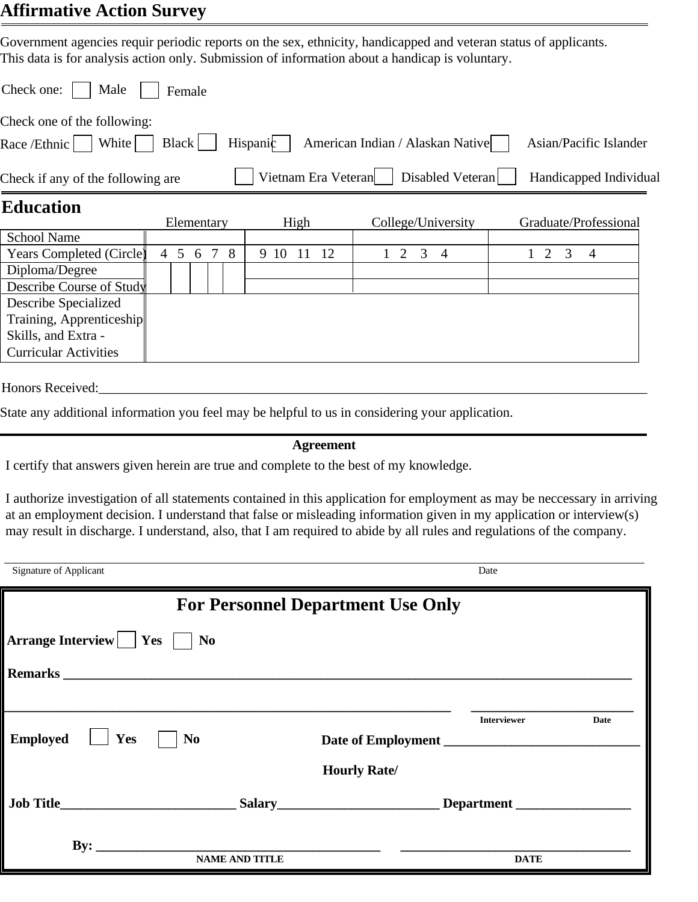## Affirmative Action Survey

Government agencies requir periodic reports on the sex, ethnicity, handicapped and veteran status of applicants. This data is for analysis action only. Submission of information about a handicap is voluntary.

Check one: ☐ Male ☐ Female

Check one of the following:

Race /Ethnic ☐ White ☐ Black ☐ Hispanic ☐ American Indian / Alaskan Native ☐ Asian/Pacific Islander

Check if any of the following are ☐ Vietnam Era Veteran ☐ Disabled Veteran ☐ Handicapped Individual

## Education

| | Elementary | High | College/University | Graduate/Professional |
|---|---|---|---|---|
| School Name | | | | |
| Years Completed (Circle) | 4 5 6 7 8 | 9 10 11 12 | 1 2 3 4 | 1 2 3 4 |
| Diploma/Degree | | | | |
| Describe Course of Study | | | | |
| Describe Specialized Training, Apprenticeship Skills, and Extra - Curricular Activities | | | | |

Honors Received:\_\_\_\_\_\_\_\_\_\_\_\_\_\_\_\_\_\_\_\_\_\_\_\_\_\_\_\_\_\_\_\_\_\_\_\_\_\_\_\_\_\_\_\_\_\_\_\_\_\_\_\_\_\_\_\_\_\_\_\_

State any additional information you feel may be helpful to us in considering your application.

**Agreement**

I certify that answers given herein are true and complete to the best of my knowledge.

I authorize investigation of all statements contained in this application for employment as may be neccessary in arriving at an employment decision. I understand that false or misleading information given in my application or interview(s) may result in discharge. I understand, also, that I am required to abide by all rules and regulations of the company.

Signature of Applicant Date

## For Personnel Department Use Only

**Arrange Interview** ☐ **Yes** ☐ **No**

**Remarks** \_\_\_\_\_\_\_\_\_\_\_\_\_\_\_\_\_\_\_\_\_\_\_\_\_\_\_\_\_\_\_\_\_\_\_\_\_\_\_\_\_\_\_\_\_\_\_\_\_\_\_\_\_\_\_\_\_\_\_\_

\_\_\_\_\_\_\_\_\_\_\_\_\_\_\_\_\_\_\_\_\_\_\_\_\_\_\_\_\_\_\_\_\_\_\_\_\_\_\_\_\_\_\_\_\_ \_\_\_\_\_\_\_\_\_\_\_\_\_\_\_\_\_\_\_\_

**Interviewer** **Date**

**Employed** ☐ **Yes** ☐ **No** **Date of Employment** \_\_\_\_\_\_\_\_\_\_\_\_\_\_\_\_\_\_\_\_\_\_\_\_

**Hourly Rate/**

**Job Title**\_\_\_\_\_\_\_\_\_\_\_\_\_\_\_\_\_\_\_\_\_ **Salary**\_\_\_\_\_\_\_\_\_\_\_\_\_\_\_\_\_\_\_\_ **Department** \_\_\_\_\_\_\_\_\_\_\_\_\_\_

**By:** \_\_\_\_\_\_\_\_\_\_\_\_\_\_\_\_\_\_\_\_\_\_\_\_\_\_\_\_\_\_\_\_\_\_\_ \_\_\_\_\_\_\_\_\_\_\_\_\_\_\_\_\_\_\_\_\_\_\_\_\_\_

**NAME AND TITLE** **DATE**